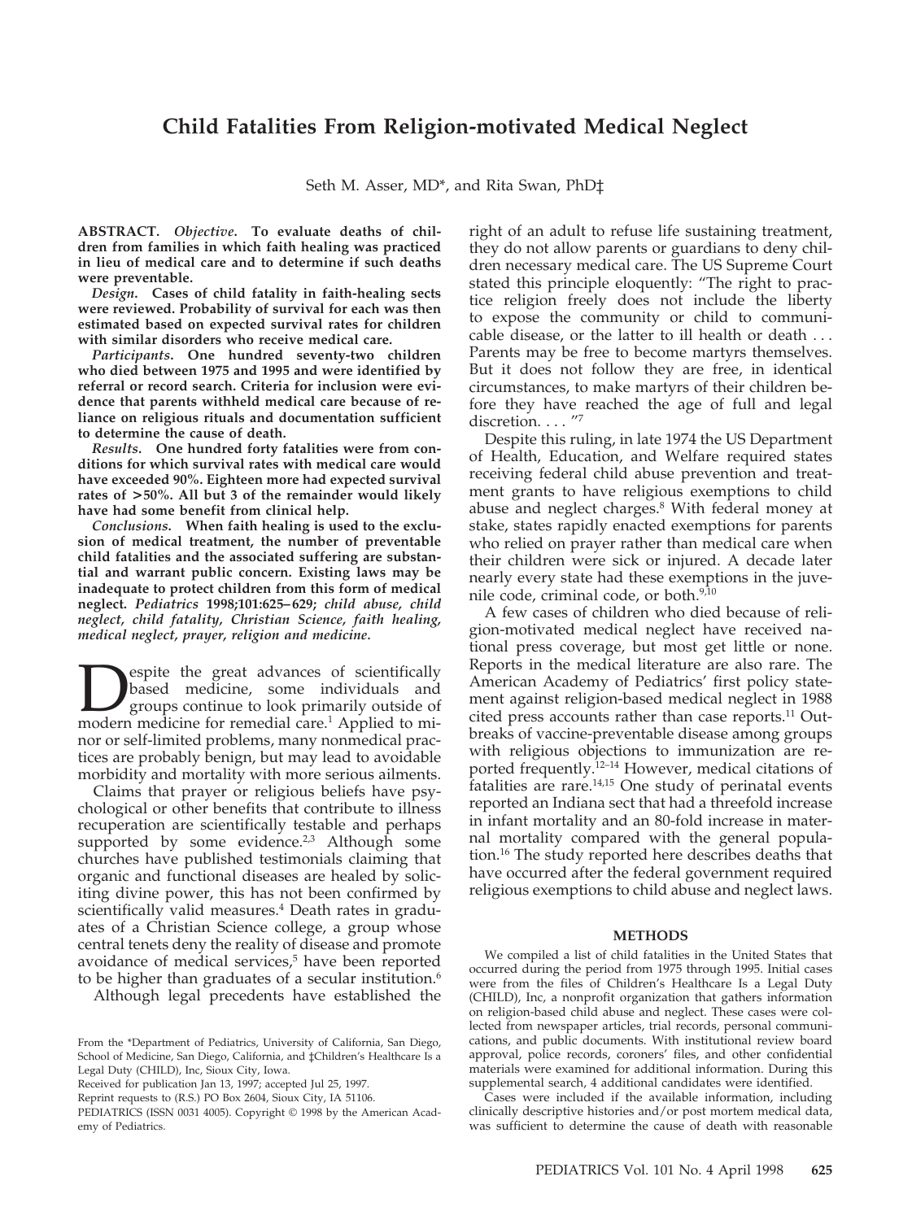# Child Fatalities From Religion-motivated Medical Neglect

Seth M. Asser, MD*, and Rita Swan, PhD‡

**ABSTRACT.** ***Objective.*** **To evaluate deaths of children from families in which faith healing was practiced in lieu of medical care and to determine if such deaths were preventable.**

***Design.*** **Cases of child fatality in faith-healing sects were reviewed. Probability of survival for each was then estimated based on expected survival rates for children with similar disorders who receive medical care.**

***Participants.*** **One hundred seventy-two children who died between 1975 and 1995 and were identified by referral or record search. Criteria for inclusion were evidence that parents withheld medical care because of reliance on religious rituals and documentation sufficient to determine the cause of death.**

***Results.*** **One hundred forty fatalities were from conditions for which survival rates with medical care would have exceeded 90%. Eighteen more had expected survival rates of >50%. All but 3 of the remainder would likely have had some benefit from clinical help.**

***Conclusions.*** **When faith healing is used to the exclusion of medical treatment, the number of preventable child fatalities and the associated suffering are substantial and warrant public concern. Existing laws may be inadequate to protect children from this form of medical neglect.** ***Pediatrics*** **1998;101:625–629;** ***child abuse, child neglect, child fatality, Christian Science, faith healing, medical neglect, prayer, religion and medicine.***

Despite the great advances of scientifically based medicine, some individuals and groups continue to look primarily outside of modern medicine for remedial care.[1] Applied to minor or self-limited problems, many nonmedical practices are probably benign, but may lead to avoidable morbidity and mortality with more serious ailments.

Claims that prayer or religious beliefs have psychological or other benefits that contribute to illness recuperation are scientifically testable and perhaps supported by some evidence.[2,3] Although some churches have published testimonials claiming that organic and functional diseases are healed by soliciting divine power, this has not been confirmed by scientifically valid measures.[4] Death rates in graduates of a Christian Science college, a group whose central tenets deny the reality of disease and promote avoidance of medical services,[5] have been reported to be higher than graduates of a secular institution.[6]

Although legal precedents have established the right of an adult to refuse life sustaining treatment, they do not allow parents or guardians to deny children necessary medical care. The US Supreme Court stated this principle eloquently: "The right to practice religion freely does not include the liberty to expose the community or child to communicable disease, or the latter to ill health or death . . . Parents may be free to become martyrs themselves. But it does not follow they are free, in identical circumstances, to make martyrs of their children before they have reached the age of full and legal discretion. . . . "[7]

Despite this ruling, in late 1974 the US Department of Health, Education, and Welfare required states receiving federal child abuse prevention and treatment grants to have religious exemptions to child abuse and neglect charges.[8] With federal money at stake, states rapidly enacted exemptions for parents who relied on prayer rather than medical care when their children were sick or injured. A decade later nearly every state had these exemptions in the juvenile code, criminal code, or both.[9,10]

A few cases of children who died because of religion-motivated medical neglect have received national press coverage, but most get little or none. Reports in the medical literature are also rare. The American Academy of Pediatrics' first policy statement against religion-based medical neglect in 1988 cited press accounts rather than case reports.[11] Outbreaks of vaccine-preventable disease among groups with religious objections to immunization are reported frequently.[12–14] However, medical citations of fatalities are rare.[14,15] One study of perinatal events reported an Indiana sect that had a threefold increase in infant mortality and an 80-fold increase in maternal mortality compared with the general population.[16] The study reported here describes deaths that have occurred after the federal government required religious exemptions to child abuse and neglect laws.

## METHODS

We compiled a list of child fatalities in the United States that occurred during the period from 1975 through 1995. Initial cases were from the files of Children's Healthcare Is a Legal Duty (CHILD), Inc, a nonprofit organization that gathers information on religion-based child abuse and neglect. These cases were collected from newspaper articles, trial records, personal communications, and public documents. With institutional review board approval, police records, coroners' files, and other confidential materials were examined for additional information. During this supplemental search, 4 additional candidates were identified.

Cases were included if the available information, including clinically descriptive histories and/or post mortem medical data, was sufficient to determine the cause of death with reasonable

From the *Department of Pediatrics, University of California, San Diego, School of Medicine, San Diego, California, and ‡Children's Healthcare Is a Legal Duty (CHILD), Inc, Sioux City, Iowa.

Received for publication Jan 13, 1997; accepted Jul 25, 1997.

Reprint requests to (R.S.) PO Box 2604, Sioux City, IA 51106.

PEDIATRICS (ISSN 0031 4005). Copyright © 1998 by the American Academy of Pediatrics.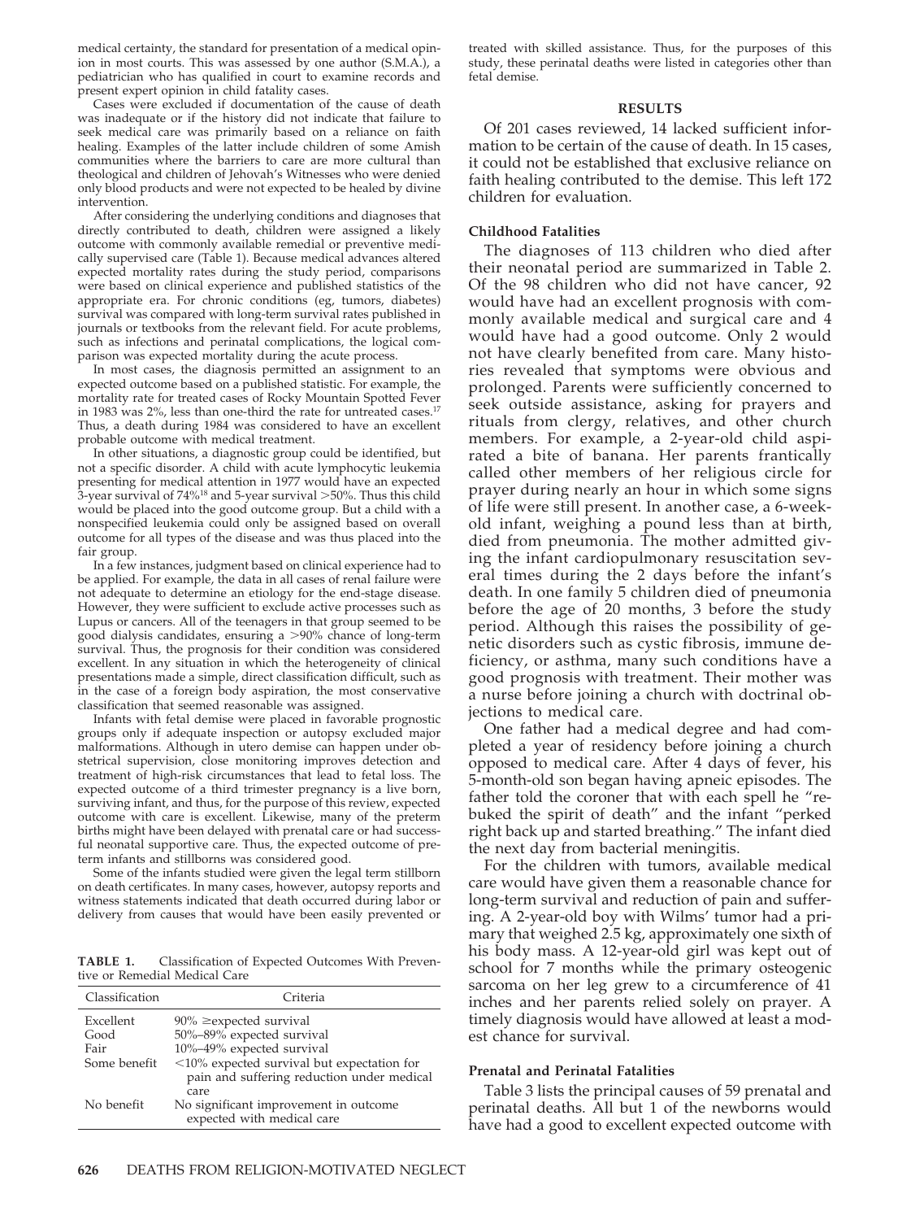medical certainty, the standard for presentation of a medical opinion in most courts. This was assessed by one author (S.M.A.), a pediatrician who has qualified in court to examine records and present expert opinion in child fatality cases.

Cases were excluded if documentation of the cause of death was inadequate or if the history did not indicate that failure to seek medical care was primarily based on a reliance on faith healing. Examples of the latter include children of some Amish communities where the barriers to care are more cultural than theological and children of Jehovah's Witnesses who were denied only blood products and were not expected to be healed by divine intervention.

After considering the underlying conditions and diagnoses that directly contributed to death, children were assigned a likely outcome with commonly available remedial or preventive medically supervised care (Table 1). Because medical advances altered expected mortality rates during the study period, comparisons were based on clinical experience and published statistics of the appropriate era. For chronic conditions (eg, tumors, diabetes) survival was compared with long-term survival rates published in journals or textbooks from the relevant field. For acute problems, such as infections and perinatal complications, the logical comparison was expected mortality during the acute process.

In most cases, the diagnosis permitted an assignment to an expected outcome based on a published statistic. For example, the mortality rate for treated cases of Rocky Mountain Spotted Fever in 1983 was 2%, less than one-third the rate for untreated cases.[17] Thus, a death during 1984 was considered to have an excellent probable outcome with medical treatment.

In other situations, a diagnostic group could be identified, but not a specific disorder. A child with acute lymphocytic leukemia presenting for medical attention in 1977 would have an expected 3-year survival of 74%[18] and 5-year survival >50%. Thus this child would be placed into the good outcome group. But a child with a nonspecified leukemia could only be assigned based on overall outcome for all types of the disease and was thus placed into the fair group.

In a few instances, judgment based on clinical experience had to be applied. For example, the data in all cases of renal failure were not adequate to determine an etiology for the end-stage disease. However, they were sufficient to exclude active processes such as Lupus or cancers. All of the teenagers in that group seemed to be good dialysis candidates, ensuring a >90% chance of long-term survival. Thus, the prognosis for their condition was considered excellent. In any situation in which the heterogeneity of clinical presentations made a simple, direct classification difficult, such as in the case of a foreign body aspiration, the most conservative classification that seemed reasonable was assigned.

Infants with fetal demise were placed in favorable prognostic groups only if adequate inspection or autopsy excluded major malformations. Although in utero demise can happen under obstetrical supervision, close monitoring improves detection and treatment of high-risk circumstances that lead to fetal loss. The expected outcome of a third trimester pregnancy is a live born, surviving infant, and thus, for the purpose of this review, expected outcome with care is excellent. Likewise, many of the preterm births might have been delayed with prenatal care or had successful neonatal supportive care. Thus, the expected outcome of preterm infants and stillborns was considered good.

Some of the infants studied were given the legal term stillborn on death certificates. In many cases, however, autopsy reports and witness statements indicated that death occurred during labor or delivery from causes that would have been easily prevented or treated with skilled assistance. Thus, for the purposes of this study, these perinatal deaths were listed in categories other than fetal demise.

**TABLE 1.** Classification of Expected Outcomes With Preventive or Remedial Medical Care

| Classification | Criteria |
|---|---|
| Excellent | 90% ≥expected survival |
| Good | 50%–89% expected survival |
| Fair | 10%–49% expected survival |
| Some benefit | <10% expected survival but expectation for pain and suffering reduction under medical care |
| No benefit | No significant improvement in outcome expected with medical care |

## RESULTS

Of 201 cases reviewed, 14 lacked sufficient information to be certain of the cause of death. In 15 cases, it could not be established that exclusive reliance on faith healing contributed to the demise. This left 172 children for evaluation.

### Childhood Fatalities

The diagnoses of 113 children who died after their neonatal period are summarized in Table 2. Of the 98 children who did not have cancer, 92 would have had an excellent prognosis with commonly available medical and surgical care and 4 would have had a good outcome. Only 2 would not have clearly benefited from care. Many histories revealed that symptoms were obvious and prolonged. Parents were sufficiently concerned to seek outside assistance, asking for prayers and rituals from clergy, relatives, and other church members. For example, a 2-year-old child aspirated a bite of banana. Her parents frantically called other members of her religious circle for prayer during nearly an hour in which some signs of life were still present. In another case, a 6-week-old infant, weighing a pound less than at birth, died from pneumonia. The mother admitted giving the infant cardiopulmonary resuscitation several times during the 2 days before the infant's death. In one family 5 children died of pneumonia before the age of 20 months, 3 before the study period. Although this raises the possibility of genetic disorders such as cystic fibrosis, immune deficiency, or asthma, many such conditions have a good prognosis with treatment. Their mother was a nurse before joining a church with doctrinal objections to medical care.

One father had a medical degree and had completed a year of residency before joining a church opposed to medical care. After 4 days of fever, his 5-month-old son began having apneic episodes. The father told the coroner that with each spell he "rebuked the spirit of death" and the infant "perked right back up and started breathing." The infant died the next day from bacterial meningitis.

For the children with tumors, available medical care would have given them a reasonable chance for long-term survival and reduction of pain and suffering. A 2-year-old boy with Wilms' tumor had a primary that weighed 2.5 kg, approximately one sixth of his body mass. A 12-year-old girl was kept out of school for 7 months while the primary osteogenic sarcoma on her leg grew to a circumference of 41 inches and her parents relied solely on prayer. A timely diagnosis would have allowed at least a modest chance for survival.

### Prenatal and Perinatal Fatalities

Table 3 lists the principal causes of 59 prenatal and perinatal deaths. All but 1 of the newborns would have had a good to excellent expected outcome with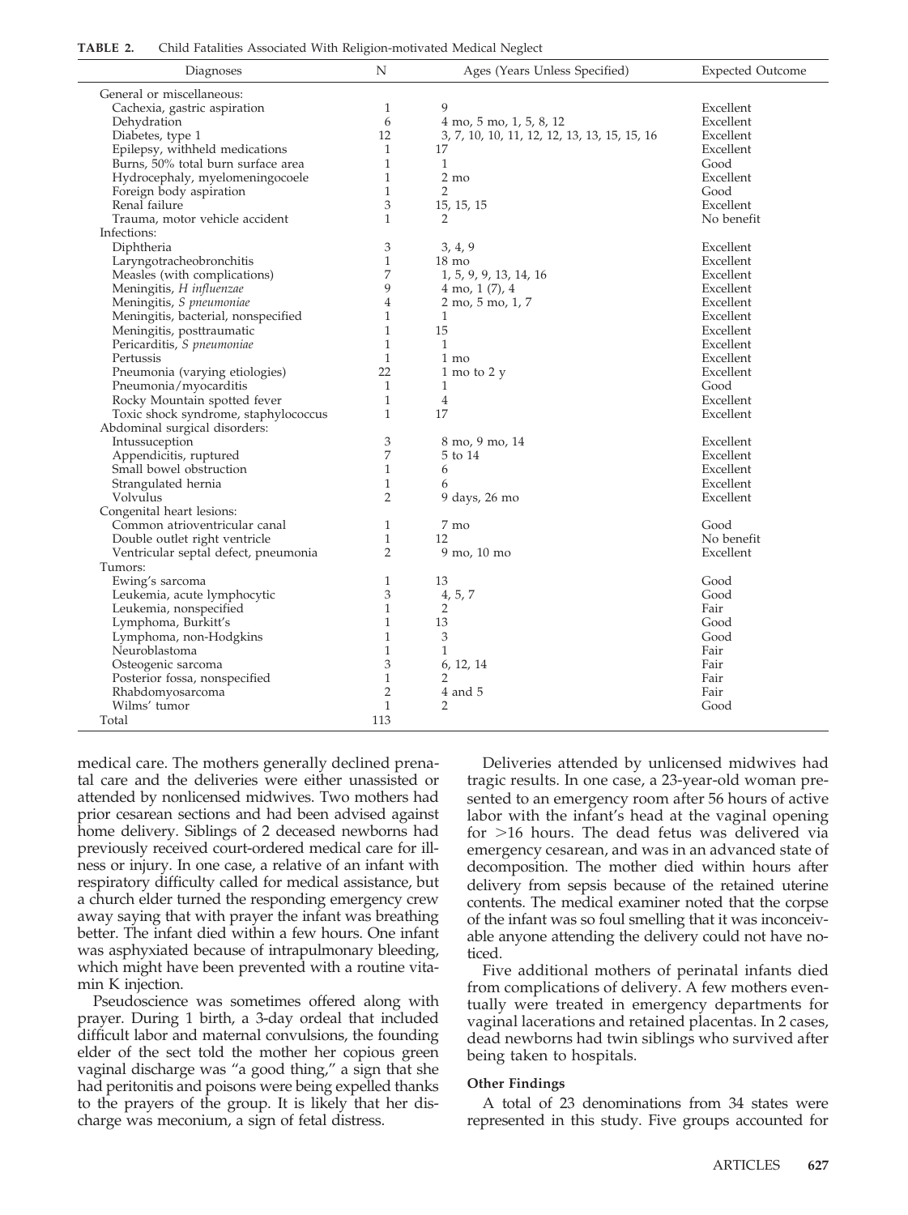**TABLE 2.** Child Fatalities Associated With Religion-motivated Medical Neglect

| Diagnoses | N | Ages (Years Unless Specified) | Expected Outcome |
|---|---|---|---|
| General or miscellaneous: | | | |
| Cachexia, gastric aspiration | 1 | 9 | Excellent |
| Dehydration | 6 | 4 mo, 5 mo, 1, 5, 8, 12 | Excellent |
| Diabetes, type 1 | 12 | 3, 7, 10, 10, 11, 12, 12, 13, 13, 15, 15, 16 | Excellent |
| Epilepsy, withheld medications | 1 | 17 | Excellent |
| Burns, 50% total burn surface area | 1 | 1 | Good |
| Hydrocephaly, myelomeningocoele | 1 | 2 mo | Excellent |
| Foreign body aspiration | 1 | 2 | Good |
| Renal failure | 3 | 15, 15, 15 | Excellent |
| Trauma, motor vehicle accident | 1 | 2 | No benefit |
| Infections: | | | |
| Diphtheria | 3 | 3, 4, 9 | Excellent |
| Laryngotracheobronchitis | 1 | 18 mo | Excellent |
| Measles (with complications) | 7 | 1, 5, 9, 9, 13, 14, 16 | Excellent |
| Meningitis, *H influenzae* | 9 | 4 mo, 1 (7), 4 | Excellent |
| Meningitis, *S pneumoniae* | 4 | 2 mo, 5 mo, 1, 7 | Excellent |
| Meningitis, bacterial, nonspecified | 1 | 1 | Excellent |
| Meningitis, posttraumatic | 1 | 15 | Excellent |
| Pericarditis, *S pneumoniae* | 1 | 1 | Excellent |
| Pertussis | 1 | 1 mo | Excellent |
| Pneumonia (varying etiologies) | 22 | 1 mo to 2 y | Excellent |
| Pneumonia/myocarditis | 1 | 1 | Good |
| Rocky Mountain spotted fever | 1 | 4 | Excellent |
| Toxic shock syndrome, staphylococcus | 1 | 17 | Excellent |
| Abdominal surgical disorders: | | | |
| Intussuception | 3 | 8 mo, 9 mo, 14 | Excellent |
| Appendicitis, ruptured | 7 | 5 to 14 | Excellent |
| Small bowel obstruction | 1 | 6 | Excellent |
| Strangulated hernia | 1 | 6 | Excellent |
| Volvulus | 2 | 9 days, 26 mo | Excellent |
| Congenital heart lesions: | | | |
| Common atrioventricular canal | 1 | 7 mo | Good |
| Double outlet right ventricle | 1 | 12 | No benefit |
| Ventricular septal defect, pneumonia | 2 | 9 mo, 10 mo | Excellent |
| Tumors: | | | |
| Ewing's sarcoma | 1 | 13 | Good |
| Leukemia, acute lymphocytic | 3 | 4, 5, 7 | Good |
| Leukemia, nonspecified | 1 | 2 | Fair |
| Lymphoma, Burkitt's | 1 | 13 | Good |
| Lymphoma, non-Hodgkins | 1 | 3 | Good |
| Neuroblastoma | 1 | 1 | Fair |
| Osteogenic sarcoma | 3 | 6, 12, 14 | Fair |
| Posterior fossa, nonspecified | 1 | 2 | Fair |
| Rhabdomyosarcoma | 2 | 4 and 5 | Fair |
| Wilms' tumor | 1 | 2 | Good |
| Total | 113 | | |

medical care. The mothers generally declined prenatal care and the deliveries were either unassisted or attended by nonlicensed midwives. Two mothers had prior cesarean sections and had been advised against home delivery. Siblings of 2 deceased newborns had previously received court-ordered medical care for illness or injury. In one case, a relative of an infant with respiratory difficulty called for medical assistance, but a church elder turned the responding emergency crew away saying that with prayer the infant was breathing better. The infant died within a few hours. One infant was asphyxiated because of intrapulmonary bleeding, which might have been prevented with a routine vitamin K injection.

Pseudoscience was sometimes offered along with prayer. During 1 birth, a 3-day ordeal that included difficult labor and maternal convulsions, the founding elder of the sect told the mother her copious green vaginal discharge was "a good thing," a sign that she had peritonitis and poisons were being expelled thanks to the prayers of the group. It is likely that her discharge was meconium, a sign of fetal distress.

Deliveries attended by unlicensed midwives had tragic results. In one case, a 23-year-old woman presented to an emergency room after 56 hours of active labor with the infant's head at the vaginal opening for >16 hours. The dead fetus was delivered via emergency cesarean, and was in an advanced state of decomposition. The mother died within hours after delivery from sepsis because of the retained uterine contents. The medical examiner noted that the corpse of the infant was so foul smelling that it was inconceivable anyone attending the delivery could not have noticed.

Five additional mothers of perinatal infants died from complications of delivery. A few mothers eventually were treated in emergency departments for vaginal lacerations and retained placentas. In 2 cases, dead newborns had twin siblings who survived after being taken to hospitals.

### Other Findings

A total of 23 denominations from 34 states were represented in this study. Five groups accounted for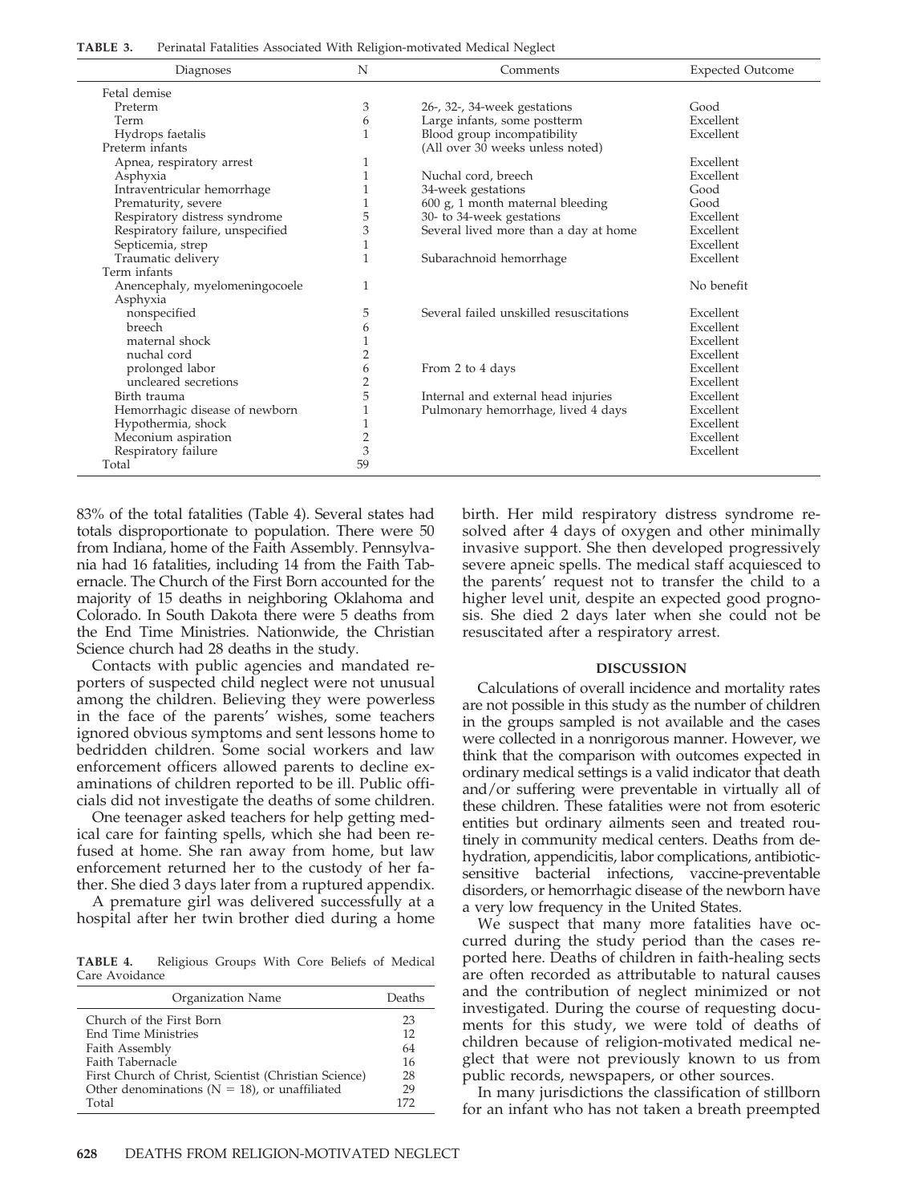**TABLE 3.** Perinatal Fatalities Associated With Religion-motivated Medical Neglect

| Diagnoses | N | Comments | Expected Outcome |
|---|---|---|---|
| Fetal demise | | | |
| Preterm | 3 | 26-, 32-, 34-week gestations | Good |
| Term | 6 | Large infants, some postterm | Excellent |
| Hydrops faetalis | 1 | Blood group incompatibility | Excellent |
| Preterm infants | | (All over 30 weeks unless noted) | |
| Apnea, respiratory arrest | 1 | | Excellent |
| Asphyxia | 1 | Nuchal cord, breech | Excellent |
| Intraventricular hemorrhage | 1 | 34-week gestations | Good |
| Prematurity, severe | 1 | 600 g, 1 month maternal bleeding | Good |
| Respiratory distress syndrome | 5 | 30- to 34-week gestations | Excellent |
| Respiratory failure, unspecified | 3 | Several lived more than a day at home | Excellent |
| Septicemia, strep | 1 | | Excellent |
| Traumatic delivery | 1 | Subarachnoid hemorrhage | Excellent |
| Term infants | | | |
| Anencephaly, myelomeningocoele | 1 | | No benefit |
| Asphyxia | | | |
| nonspecified | 5 | Several failed unskilled resuscitations | Excellent |
| breech | 6 | | Excellent |
| maternal shock | 1 | | Excellent |
| nuchal cord | 2 | | Excellent |
| prolonged labor | 6 | From 2 to 4 days | Excellent |
| uncleared secretions | 2 | | Excellent |
| Birth trauma | 5 | Internal and external head injuries | Excellent |
| Hemorrhagic disease of newborn | 1 | Pulmonary hemorrhage, lived 4 days | Excellent |
| Hypothermia, shock | 1 | | Excellent |
| Meconium aspiration | 2 | | Excellent |
| Respiratory failure | 3 | | Excellent |
| Total | 59 | | |

83% of the total fatalities (Table 4). Several states had totals disproportionate to population. There were 50 from Indiana, home of the Faith Assembly. Pennsylvania had 16 fatalities, including 14 from the Faith Tabernacle. The Church of the First Born accounted for the majority of 15 deaths in neighboring Oklahoma and Colorado. In South Dakota there were 5 deaths from the End Time Ministries. Nationwide, the Christian Science church had 28 deaths in the study.

Contacts with public agencies and mandated reporters of suspected child neglect were not unusual among the children. Believing they were powerless in the face of the parents' wishes, some teachers ignored obvious symptoms and sent lessons home to bedridden children. Some social workers and law enforcement officers allowed parents to decline examinations of children reported to be ill. Public officials did not investigate the deaths of some children.

One teenager asked teachers for help getting medical care for fainting spells, which she had been refused at home. She ran away from home, but law enforcement returned her to the custody of her father. She died 3 days later from a ruptured appendix.

A premature girl was delivered successfully at a hospital after her twin brother died during a home birth. Her mild respiratory distress syndrome resolved after 4 days of oxygen and other minimally invasive support. She then developed progressively severe apneic spells. The medical staff acquiesced to the parents' request not to transfer the child to a higher level unit, despite an expected good prognosis. She died 2 days later when she could not be resuscitated after a respiratory arrest.

**TABLE 4.** Religious Groups With Core Beliefs of Medical Care Avoidance

| Organization Name | Deaths |
|---|---|
| Church of the First Born | 23 |
| End Time Ministries | 12 |
| Faith Assembly | 64 |
| Faith Tabernacle | 16 |
| First Church of Christ, Scientist (Christian Science) | 28 |
| Other denominations ($N = 18$), or unaffiliated | 29 |
| Total | 172 |

## DISCUSSION

Calculations of overall incidence and mortality rates are not possible in this study as the number of children in the groups sampled is not available and the cases were collected in a nonrigorous manner. However, we think that the comparison with outcomes expected in ordinary medical settings is a valid indicator that death and/or suffering were preventable in virtually all of these children. These fatalities were not from esoteric entities but ordinary ailments seen and treated routinely in community medical centers. Deaths from dehydration, appendicitis, labor complications, antibiotic-sensitive bacterial infections, vaccine-preventable disorders, or hemorrhagic disease of the newborn have a very low frequency in the United States.

We suspect that many more fatalities have occurred during the study period than the cases reported here. Deaths of children in faith-healing sects are often recorded as attributable to natural causes and the contribution of neglect minimized or not investigated. During the course of requesting documents for this study, we were told of deaths of children because of religion-motivated medical neglect that were not previously known to us from public records, newspapers, or other sources.

In many jurisdictions the classification of stillborn for an infant who has not taken a breath preempted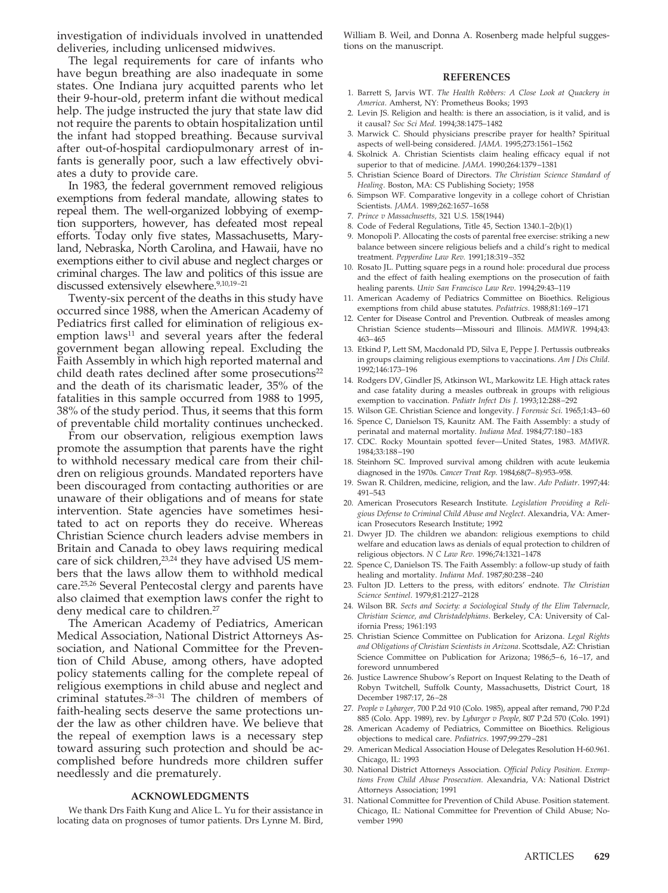investigation of individuals involved in unattended deliveries, including unlicensed midwives.

The legal requirements for care of infants who have begun breathing are also inadequate in some states. One Indiana jury acquitted parents who let their 9-hour-old, preterm infant die without medical help. The judge instructed the jury that state law did not require the parents to obtain hospitalization until the infant had stopped breathing. Because survival after out-of-hospital cardiopulmonary arrest of infants is generally poor, such a law effectively obviates a duty to provide care.

In 1983, the federal government removed religious exemptions from federal mandate, allowing states to repeal them. The well-organized lobbying of exemption supporters, however, has defeated most repeal efforts. Today only five states, Massachusetts, Maryland, Nebraska, North Carolina, and Hawaii, have no exemptions either to civil abuse and neglect charges or criminal charges. The law and politics of this issue are discussed extensively elsewhere.[9,10,19–21]

Twenty-six percent of the deaths in this study have occurred since 1988, when the American Academy of Pediatrics first called for elimination of religious exemption laws[11] and several years after the federal government began allowing repeal. Excluding the Faith Assembly in which high reported maternal and child death rates declined after some prosecutions[22] and the death of its charismatic leader, 35% of the fatalities in this sample occurred from 1988 to 1995, 38% of the study period. Thus, it seems that this form of preventable child mortality continues unchecked.

From our observation, religious exemption laws promote the assumption that parents have the right to withhold necessary medical care from their children on religious grounds. Mandated reporters have been discouraged from contacting authorities or are unaware of their obligations and of means for state intervention. State agencies have sometimes hesitated to act on reports they do receive. Whereas Christian Science church leaders advise members in Britain and Canada to obey laws requiring medical care of sick children,[23,24] they have advised US members that the laws allow them to withhold medical care.[25,26] Several Pentecostal clergy and parents have also claimed that exemption laws confer the right to deny medical care to children.[27]

The American Academy of Pediatrics, American Medical Association, National District Attorneys Association, and National Committee for the Prevention of Child Abuse, among others, have adopted policy statements calling for the complete repeal of religious exemptions in child abuse and neglect and criminal statutes.[28–31] The children of members of faith-healing sects deserve the same protections under the law as other children have. We believe that the repeal of exemption laws is a necessary step toward assuring such protection and should be accomplished before hundreds more children suffer needlessly and die prematurely.

## ACKNOWLEDGMENTS

We thank Drs Faith Kung and Alice L. Yu for their assistance in locating data on prognoses of tumor patients. Drs Lynne M. Bird, William B. Weil, and Donna A. Rosenberg made helpful suggestions on the manuscript.

## REFERENCES

1. Barrett S, Jarvis WT. *The Health Robbers: A Close Look at Quackery in America*. Amherst, NY: Prometheus Books; 1993
2. Levin JS. Religion and health: is there an association, is it valid, and is it causal? *Soc Sci Med*. 1994;38:1475–1482
3. Marwick C. Should physicians prescribe prayer for health? Spiritual aspects of well-being considered. *JAMA*. 1995;273:1561–1562
4. Skolnick A. Christian Scientists claim healing efficacy equal if not superior to that of medicine. *JAMA*. 1990;264:1379–1381
5. Christian Science Board of Directors. *The Christian Science Standard of Healing*. Boston, MA: CS Publishing Society; 1958
6. Simpson WF. Comparative longevity in a college cohort of Christian Scientists. *JAMA*. 1989;262:1657–1658
7. *Prince v Massachusetts*, 321 U.S. 158(1944)
8. Code of Federal Regulations, Title 45, Section 1340.1–2(b)(1)
9. Monopoli P. Allocating the costs of parental free exercise: striking a new balance between sincere religious beliefs and a child's right to medical treatment. *Pepperdine Law Rev.* 1991;18:319–352
10. Rosato JL. Putting square pegs in a round hole: procedural due process and the effect of faith healing exemptions on the prosecution of faith healing parents. *Univ San Francisco Law Rev*. 1994;29:43–119
11. American Academy of Pediatrics Committee on Bioethics. Religious exemptions from child abuse statutes. *Pediatrics*. 1988;81:169–171
12. Center for Disease Control and Prevention. Outbreak of measles among Christian Science students—Missouri and Illinois. *MMWR*. 1994;43: 463–465
13. Etkind P, Lett SM, Macdonald PD, Silva E, Peppe J. Pertussis outbreaks in groups claiming religious exemptions to vaccinations. *Am J Dis Child*. 1992;146:173–196
14. Rodgers DV, Gindler JS, Atkinson WL, Markowitz LE. High attack rates and case fatality during a measles outbreak in groups with religious exemption to vaccination. *Pediatr Infect Dis J*. 1993;12:288–292
15. Wilson GE. Christian Science and longevity. *J Forensic Sci*. 1965;1:43–60
16. Spence C, Danielson TS, Kaunitz AM. The Faith Assembly: a study of perinatal and maternal mortality. *Indiana Med*. 1984;77:180–183
17. CDC. Rocky Mountain spotted fever—United States, 1983. *MMWR*. 1984;33:188–190
18. Steinhorn SC. Improved survival among children with acute leukemia diagnosed in the 1970s. *Cancer Treat Rep*. 1984;68(7–8):953–958.
19. Swan R. Children, medicine, religion, and the law. *Adv Pediatr*. 1997;44: 491–543
20. American Prosecutors Research Institute. *Legislation Providing a Religious Defense to Criminal Child Abuse and Neglect*. Alexandria, VA: American Prosecutors Research Institute; 1992
21. Dwyer JD. The children we abandon: religious exemptions to child welfare and education laws as denials of equal protection to children of religious objectors. *N C Law Rev*. 1996;74:1321–1478
22. Spence C, Danielson TS. The Faith Assembly: a follow-up study of faith healing and mortality. *Indiana Med*. 1987;80:238–240
23. Fulton JD. Letters to the press, with editors' endnote. *The Christian Science Sentinel*. 1979;81:2127–2128
24. Wilson BR. *Sects and Society: a Sociological Study of the Elim Tabernacle, Christian Science, and Christadelphians*. Berkeley, CA: University of California Press; 1961:193
25. Christian Science Committee on Publication for Arizona. *Legal Rights and Obligations of Christian Scientists in Arizona*. Scottsdale, AZ: Christian Science Committee on Publication for Arizona; 1986;5–6, 16–17, and foreword unnumbered
26. Justice Lawrence Shubow's Report on Inquest Relating to the Death of Robyn Twitchell, Suffolk County, Massachusetts, District Court, 18 December 1987:17, 26–28
27. *People v Lybarger*, 700 P.2d 910 (Colo. 1985), appeal after remand, 790 P.2d 885 (Colo. App. 1989), rev. by *Lybarger v People*, 807 P.2d 570 (Colo. 1991)
28. American Academy of Pediatrics, Committee on Bioethics. Religious objections to medical care. *Pediatrics*. 1997;99:279–281
29. American Medical Association House of Delegates Resolution H-60.961. Chicago, IL: 1993
30. National District Attorneys Association. *Official Policy Position. Exemptions From Child Abuse Prosecution*. Alexandria, VA: National District Attorneys Association; 1991
31. National Committee for Prevention of Child Abuse. Position statement. Chicago, IL: National Committee for Prevention of Child Abuse; November 1990